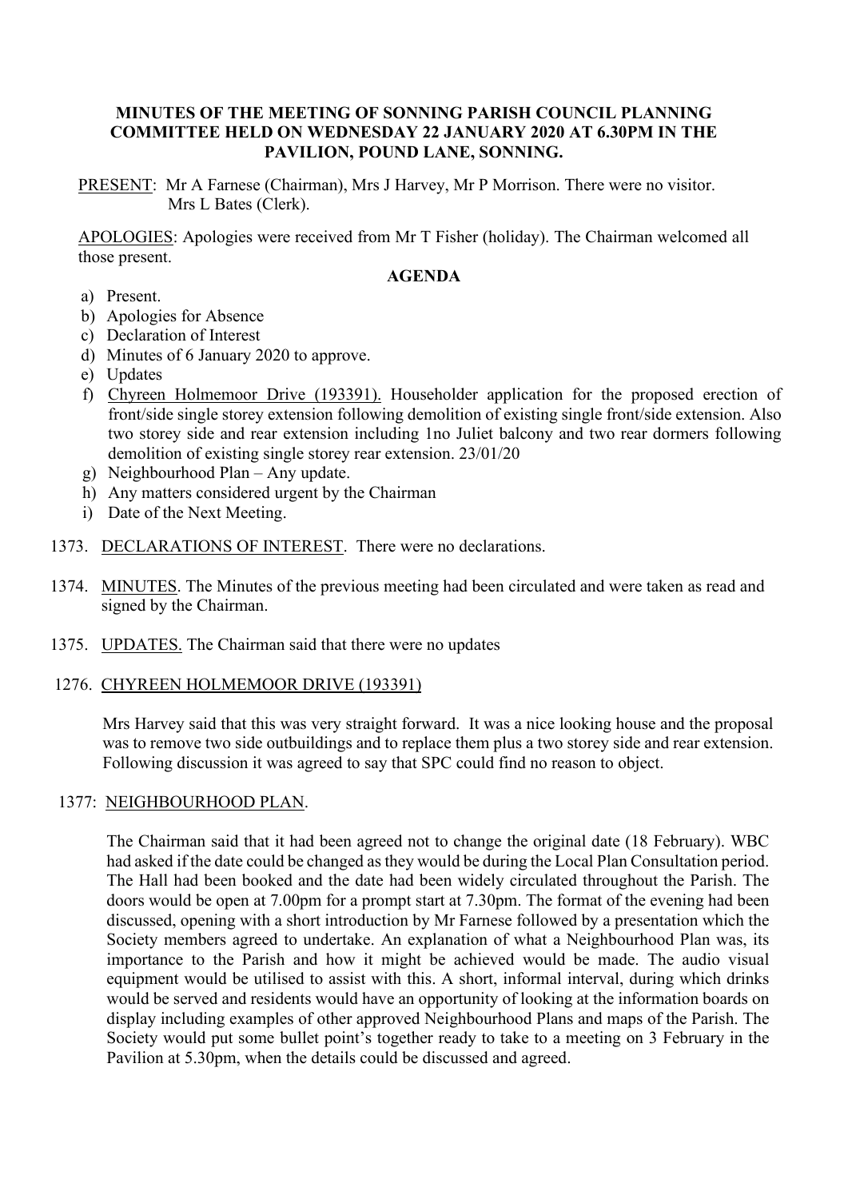**MINUTES OF THE MEETING OF SONNING PARISH COUNCIL PLANNING COMMITTEE HELD ON WEDNESDAY 22 JANUARY 2020 AT 6.30PM IN THE PAVILION, POUND LANE, SONNING.**

PRESENT: Mr A Farnese (Chairman), Mrs J Harvey, Mr P Morrison. There were no visitor. Mrs L Bates (Clerk).

APOLOGIES: Apologies were received from Mr T Fisher (holiday). The Chairman welcomed all those present.

**AGENDA**

a) Present.
b) Apologies for Absence
c) Declaration of Interest
d) Minutes of 6 January 2020 to approve.
e) Updates
f) Chyreen Holmemoor Drive (193391). Householder application for the proposed erection of front/side single storey extension following demolition of existing single front/side extension. Also two storey side and rear extension including 1no Juliet balcony and two rear dormers following demolition of existing single storey rear extension. 23/01/20
g) Neighbourhood Plan – Any update.
h) Any matters considered urgent by the Chairman
i) Date of the Next Meeting.

1373. DECLARATIONS OF INTEREST. There were no declarations.

1374. MINUTES. The Minutes of the previous meeting had been circulated and were taken as read and signed by the Chairman.

1375. UPDATES. The Chairman said that there were no updates

1276. CHYREEN HOLMEMOOR DRIVE (193391)

Mrs Harvey said that this was very straight forward. It was a nice looking house and the proposal was to remove two side outbuildings and to replace them plus a two storey side and rear extension. Following discussion it was agreed to say that SPC could find no reason to object.

1377: NEIGHBOURHOOD PLAN.

The Chairman said that it had been agreed not to change the original date (18 February). WBC had asked if the date could be changed as they would be during the Local Plan Consultation period. The Hall had been booked and the date had been widely circulated throughout the Parish. The doors would be open at 7.00pm for a prompt start at 7.30pm. The format of the evening had been discussed, opening with a short introduction by Mr Farnese followed by a presentation which the Society members agreed to undertake. An explanation of what a Neighbourhood Plan was, its importance to the Parish and how it might be achieved would be made. The audio visual equipment would be utilised to assist with this. A short, informal interval, during which drinks would be served and residents would have an opportunity of looking at the information boards on display including examples of other approved Neighbourhood Plans and maps of the Parish. The Society would put some bullet point's together ready to take to a meeting on 3 February in the Pavilion at 5.30pm, when the details could be discussed and agreed.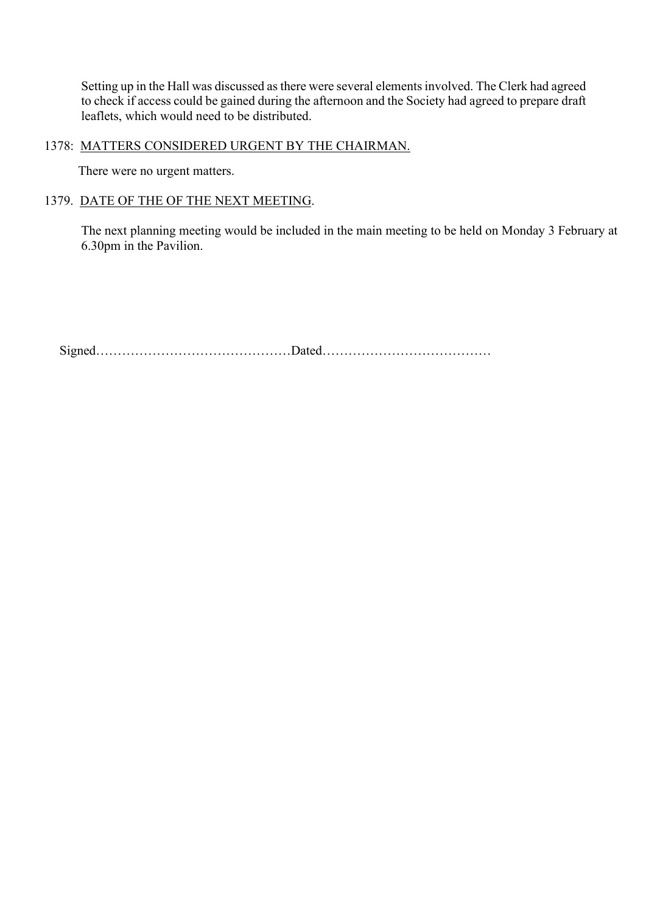Setting up in the Hall was discussed as there were several elements involved. The Clerk had agreed to check if access could be gained during the afternoon and the Society had agreed to prepare draft leaflets, which would need to be distributed.

1378: <u>MATTERS CONSIDERED URGENT BY THE CHAIRMAN.</u>

There were no urgent matters.

1379. <u>DATE OF THE OF THE NEXT MEETING</u>.

The next planning meeting would be included in the main meeting to be held on Monday 3 February at 6.30pm in the Pavilion.

Signed………………………………………Dated…………………………………